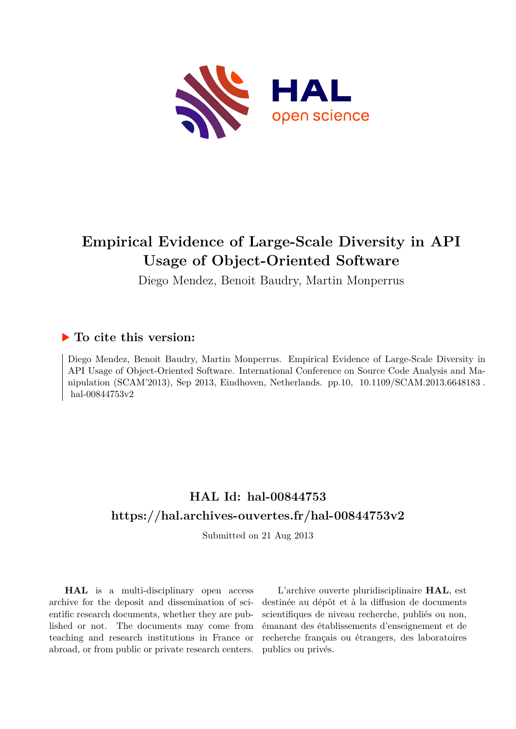# Empirical Evidence of Large-Scale Diversity in API Usage of Object-Oriented Software

Diego Mendez, Benoit Baudry, Martin Monperrus

## ▶ To cite this version:

Diego Mendez, Benoit Baudry, Martin Monperrus. Empirical Evidence of Large-Scale Diversity in API Usage of Object-Oriented Software. International Conference on Source Code Analysis and Manipulation (SCAM'2013), Sep 2013, Eindhoven, Netherlands. pp.10, 10.1109/SCAM.2013.6648183. hal-00844753v2

## HAL Id: hal-00844753
## https://hal.archives-ouvertes.fr/hal-00844753v2

Submitted on 21 Aug 2013

**HAL** is a multi-disciplinary open access archive for the deposit and dissemination of scientific research documents, whether they are published or not. The documents may come from teaching and research institutions in France or abroad, or from public or private research centers.

L'archive ouverte pluridisciplinaire **HAL**, est destinée au dépôt et à la diffusion de documents scientifiques de niveau recherche, publiés ou non, émanant des établissements d'enseignement et de recherche français ou étrangers, des laboratoires publics ou privés.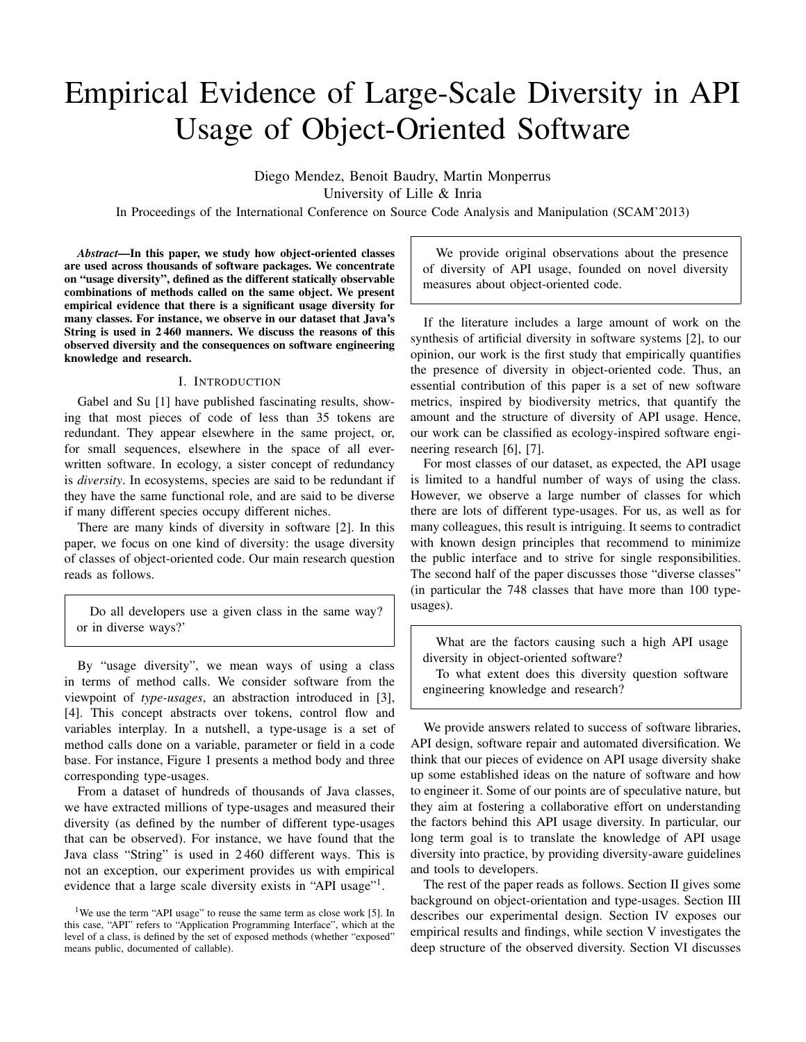# Empirical Evidence of Large-Scale Diversity in API Usage of Object-Oriented Software

Diego Mendez, Benoit Baudry, Martin Monperrus
University of Lille & Inria

In Proceedings of the International Conference on Source Code Analysis and Manipulation (SCAM'2013)

***Abstract*—In this paper, we study how object-oriented classes are used across thousands of software packages. We concentrate on "usage diversity", defined as the different statically observable combinations of methods called on the same object. We present empirical evidence that there is a significant usage diversity for many classes. For instance, we observe in our dataset that Java's String is used in 2 460 manners. We discuss the reasons of this observed diversity and the consequences on software engineering knowledge and research.**

## I. Introduction

Gabel and Su [1] have published fascinating results, showing that most pieces of code of less than 35 tokens are redundant. They appear elsewhere in the same project, or, for small sequences, elsewhere in the space of all ever-written software. In ecology, a sister concept of redundancy is *diversity*. In ecosystems, species are said to be redundant if they have the same functional role, and are said to be diverse if many different species occupy different niches.

There are many kinds of diversity in software [2]. In this paper, we focus on one kind of diversity: the usage diversity of classes of object-oriented code. Our main research question reads as follows.

> Do all developers use a given class in the same way? or in diverse ways?'

By "usage diversity", we mean ways of using a class in terms of method calls. We consider software from the viewpoint of *type-usages*, an abstraction introduced in [3], [4]. This concept abstracts over tokens, control flow and variables interplay. In a nutshell, a type-usage is a set of method calls done on a variable, parameter or field in a code base. For instance, Figure 1 presents a method body and three corresponding type-usages.

From a dataset of hundreds of thousands of Java classes, we have extracted millions of type-usages and measured their diversity (as defined by the number of different type-usages that can be observed). For instance, we have found that the Java class "String" is used in 2 460 different ways. This is not an exception, our experiment provides us with empirical evidence that a large scale diversity exists in "API usage"[1].

[1] We use the term "API usage" to reuse the same term as close work [5]. In this case, "API" refers to "Application Programming Interface", which at the level of a class, is defined by the set of exposed methods (whether "exposed" means public, documented of callable).

> We provide original observations about the presence of diversity of API usage, founded on novel diversity measures about object-oriented code.

If the literature includes a large amount of work on the synthesis of artificial diversity in software systems [2], to our opinion, our work is the first study that empirically quantifies the presence of diversity in object-oriented code. Thus, an essential contribution of this paper is a set of new software metrics, inspired by biodiversity metrics, that quantify the amount and the structure of diversity of API usage. Hence, our work can be classified as ecology-inspired software engineering research [6], [7].

For most classes of our dataset, as expected, the API usage is limited to a handful number of ways of using the class. However, we observe a large number of classes for which there are lots of different type-usages. For us, as well as for many colleagues, this result is intriguing. It seems to contradict with known design principles that recommend to minimize the public interface and to strive for single responsibilities. The second half of the paper discusses those "diverse classes" (in particular the 748 classes that have more than 100 type-usages).

> What are the factors causing such a high API usage diversity in object-oriented software?
> To what extent does this diversity question software engineering knowledge and research?

We provide answers related to success of software libraries, API design, software repair and automated diversification. We think that our pieces of evidence on API usage diversity shake up some established ideas on the nature of software and how to engineer it. Some of our points are of speculative nature, but they aim at fostering a collaborative effort on understanding the factors behind this API usage diversity. In particular, our long term goal is to translate the knowledge of API usage diversity into practice, by providing diversity-aware guidelines and tools to developers.

The rest of the paper reads as follows. Section II gives some background on object-orientation and type-usages. Section III describes our experimental design. Section IV exposes our empirical results and findings, while section V investigates the deep structure of the observed diversity. Section VI discusses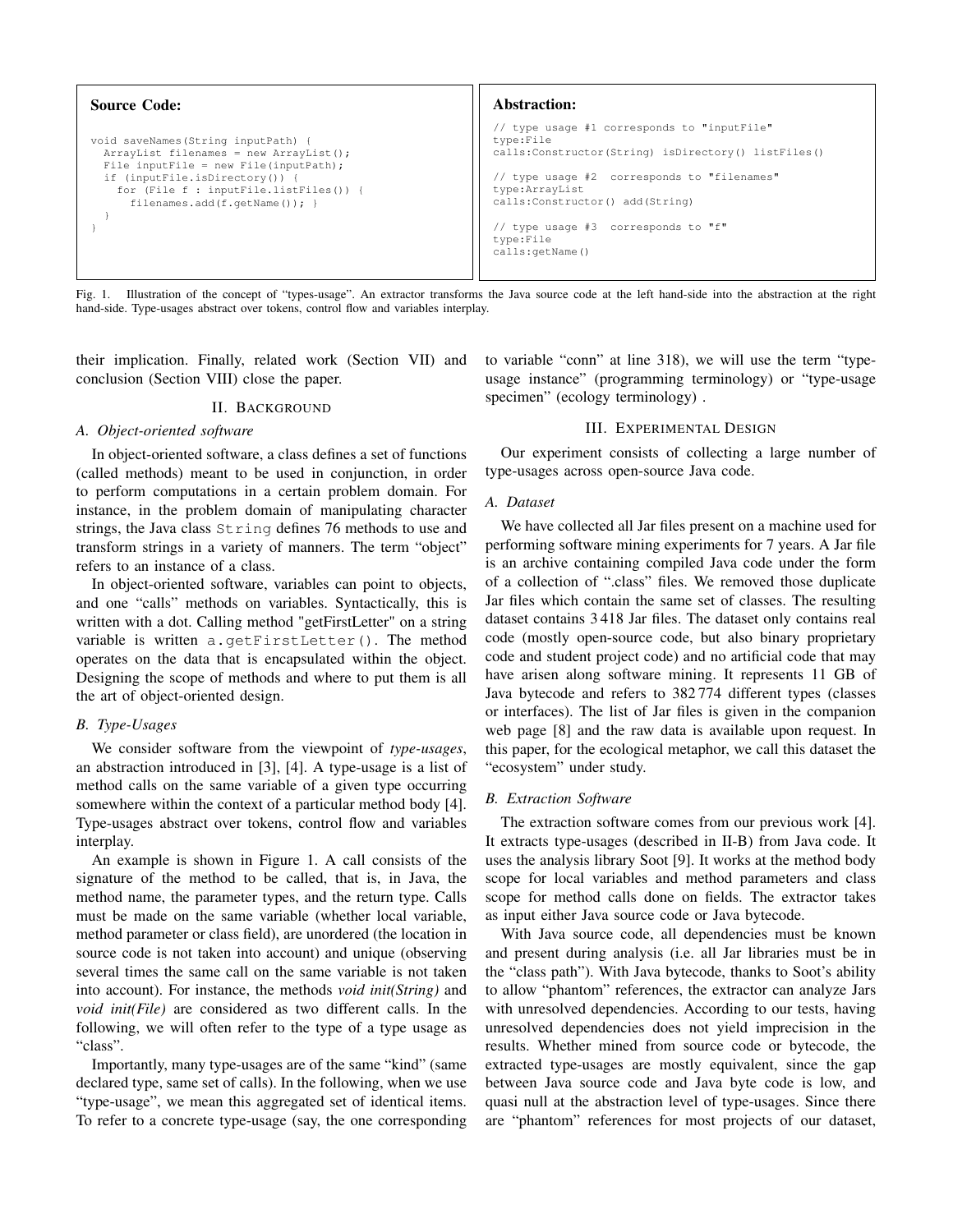**Source Code:**

```
void saveNames(String inputPath) {
  ArrayList filenames = new ArrayList();
  File inputFile = new File(inputPath);
  if (inputFile.isDirectory()) {
    for (File f : inputFile.listFiles()) {
      filenames.add(f.getName()); }
  }
}
```

**Abstraction:**

```
// type usage #1 corresponds to "inputFile"
type:File
calls:Constructor(String) isDirectory() listFiles()

// type usage #2  corresponds to "filenames"
type:ArrayList
calls:Constructor() add(String)

// type usage #3  corresponds to "f"
type:File
calls:getName()
```

Fig. 1. Illustration of the concept of "types-usage". An extractor transforms the Java source code at the left hand-side into the abstraction at the right hand-side. Type-usages abstract over tokens, control flow and variables interplay.

their implication. Finally, related work (Section VII) and conclusion (Section VIII) close the paper.

## II. Background

### A. Object-oriented software

In object-oriented software, a class defines a set of functions (called methods) meant to be used in conjunction, in order to perform computations in a certain problem domain. For instance, in the problem domain of manipulating character strings, the Java class `String` defines 76 methods to use and transform strings in a variety of manners. The term "object" refers to an instance of a class.

In object-oriented software, variables can point to objects, and one "calls" methods on variables. Syntactically, this is written with a dot. Calling method "getFirstLetter" on a string variable is written `a.getFirstLetter()`. The method operates on the data that is encapsulated within the object. Designing the scope of methods and where to put them is all the art of object-oriented design.

### B. Type-Usages

We consider software from the viewpoint of *type-usages*, an abstraction introduced in [3], [4]. A type-usage is a list of method calls on the same variable of a given type occurring somewhere within the context of a particular method body [4]. Type-usages abstract over tokens, control flow and variables interplay.

An example is shown in Figure 1. A call consists of the signature of the method to be called, that is, in Java, the method name, the parameter types, and the return type. Calls must be made on the same variable (whether local variable, method parameter or class field), are unordered (the location in source code is not taken into account) and unique (observing several times the same call on the same variable is not taken into account). For instance, the methods *void init(String)* and *void init(File)* are considered as two different calls. In the following, we will often refer to the type of a type usage as "class".

Importantly, many type-usages are of the same "kind" (same declared type, same set of calls). In the following, when we use "type-usage", we mean this aggregated set of identical items. To refer to a concrete type-usage (say, the one corresponding to variable "conn" at line 318), we will use the term "type-usage instance" (programming terminology) or "type-usage specimen" (ecology terminology) .

## III. Experimental Design

Our experiment consists of collecting a large number of type-usages across open-source Java code.

### A. Dataset

We have collected all Jar files present on a machine used for performing software mining experiments for 7 years. A Jar file is an archive containing compiled Java code under the form of a collection of ".class" files. We removed those duplicate Jar files which contain the same set of classes. The resulting dataset contains 3 418 Jar files. The dataset only contains real code (mostly open-source code, but also binary proprietary code and student project code) and no artificial code that may have arisen along software mining. It represents 11 GB of Java bytecode and refers to 382 774 different types (classes or interfaces). The list of Jar files is given in the companion web page [8] and the raw data is available upon request. In this paper, for the ecological metaphor, we call this dataset the "ecosystem" under study.

### B. Extraction Software

The extraction software comes from our previous work [4]. It extracts type-usages (described in II-B) from Java code. It uses the analysis library Soot [9]. It works at the method body scope for local variables and method parameters and class scope for method calls done on fields. The extractor takes as input either Java source code or Java bytecode.

With Java source code, all dependencies must be known and present during analysis (i.e. all Jar libraries must be in the "class path"). With Java bytecode, thanks to Soot's ability to allow "phantom" references, the extractor can analyze Jars with unresolved dependencies. According to our tests, having unresolved dependencies does not yield imprecision in the results. Whether mined from source code or bytecode, the extracted type-usages are mostly equivalent, since the gap between Java source code and Java byte code is low, and quasi null at the abstraction level of type-usages. Since there are "phantom" references for most projects of our dataset,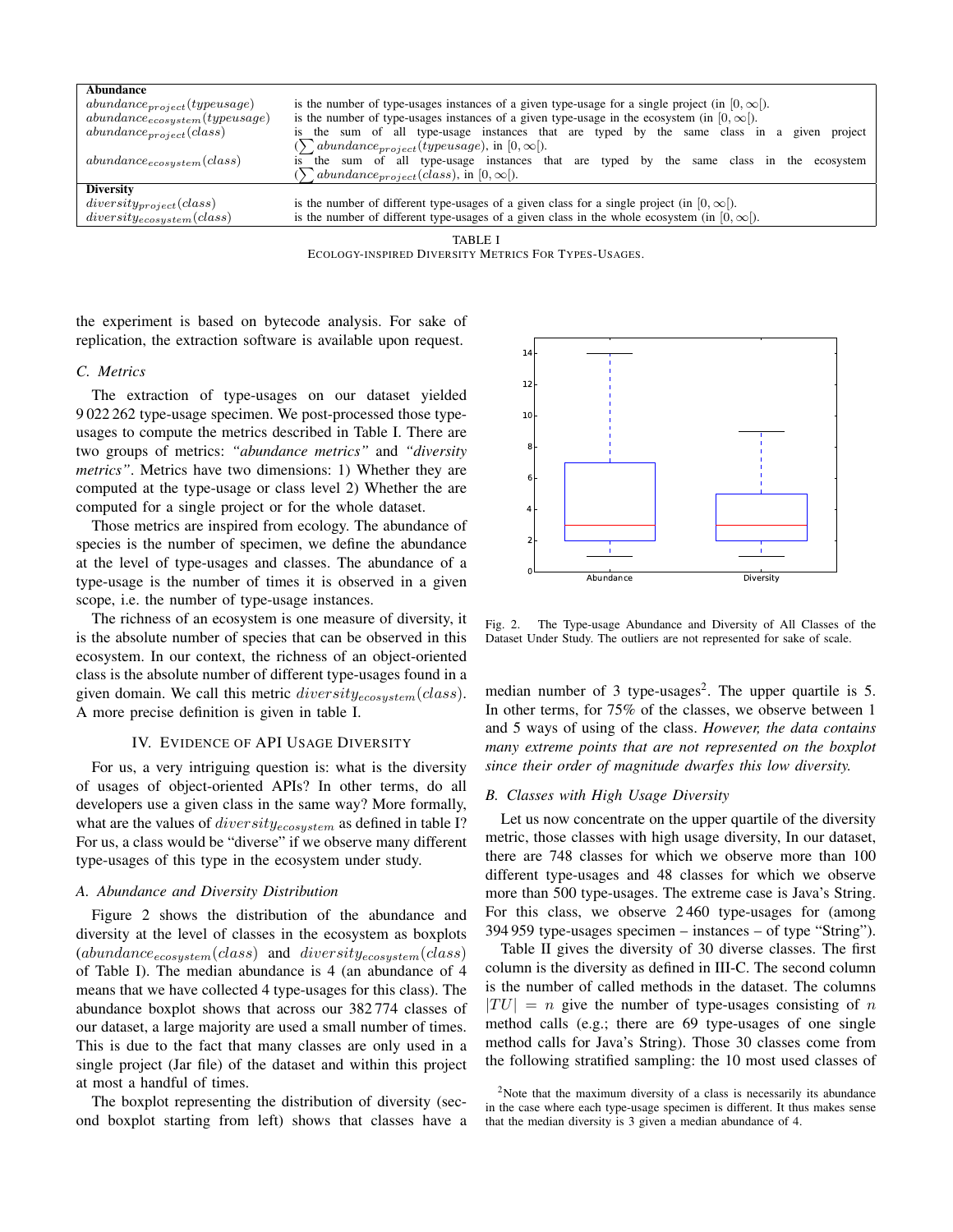| **Abundance** | |
|---|---|
| $abundance_{project}(typeusage)$ | is the number of type-usages instances of a given type-usage for a single project (in $[0, \infty[$). |
| $abundance_{ecosystem}(typeusage)$ | is the number of type-usages instances of a given type-usage in the ecosystem (in $[0, \infty[$). |
| $abundance_{project}(class)$ | is the sum of all type-usage instances that are typed by the same class in a given project ($\sum abundance_{project}(typeusage)$, in $[0, \infty[$). |
| $abundance_{ecosystem}(class)$ | is the sum of all type-usage instances that are typed by the same class in the ecosystem ($\sum abundance_{project}(class)$, in $[0, \infty[$). |
| **Diversity** | |
| $diversity_{project}(class)$ | is the number of different type-usages of a given class for a single project (in $[0, \infty[$). |
| $diversity_{ecosystem}(class)$ | is the number of different type-usages of a given class in the whole ecosystem (in $[0, \infty[$). |

TABLE I
ECOLOGY-INSPIRED DIVERSITY METRICS FOR TYPES-USAGES.

the experiment is based on bytecode analysis. For sake of replication, the extraction software is available upon request.

### C. Metrics

The extraction of type-usages on our dataset yielded 9 022 262 type-usage specimen. We post-processed those type-usages to compute the metrics described in Table I. There are two groups of metrics: *"abundance metrics"* and *"diversity metrics"*. Metrics have two dimensions: 1) Whether they are computed at the type-usage or class level 2) Whether the are computed for a single project or for the whole dataset.

Those metrics are inspired from ecology. The abundance of species is the number of specimen, we define the abundance at the level of type-usages and classes. The abundance of a type-usage is the number of times it is observed in a given scope, i.e. the number of type-usage instances.

The richness of an ecosystem is one measure of diversity, it is the absolute number of species that can be observed in this ecosystem. In our context, the richness of an object-oriented class is the absolute number of different type-usages found in a given domain. We call this metric $diversity_{ecosystem}(class)$. A more precise definition is given in table I.

## IV. EVIDENCE OF API USAGE DIVERSITY

For us, a very intriguing question is: what is the diversity of usages of object-oriented APIs? In other terms, do all developers use a given class in the same way? More formally, what are the values of $diversity_{ecosystem}$ as defined in table I? For us, a class would be "diverse" if we observe many different type-usages of this type in the ecosystem under study.

### A. Abundance and Diversity Distribution

Figure 2 shows the distribution of the abundance and diversity at the level of classes in the ecosystem as boxplots ($abundance_{ecosystem}(class)$ and $diversity_{ecosystem}(class)$ of Table I). The median abundance is 4 (an abundance of 4 means that we have collected 4 type-usages for this class). The abundance boxplot shows that across our 382 774 classes of our dataset, a large majority are used a small number of times. This is due to the fact that many classes are only used in a single project (Jar file) of the dataset and within this project at most a handful of times.

The boxplot representing the distribution of diversity (second boxplot starting from left) shows that classes have a median number of 3 type-usages[2]. The upper quartile is 5. In other terms, for 75% of the classes, we observe between 1 and 5 ways of using of the class. *However, the data contains many extreme points that are not represented on the boxplot since their order of magnitude dwarfes this low diversity.*

Fig. 2. The Type-usage Abundance and Diversity of All Classes of the Dataset Under Study. The outliers are not represented for sake of scale.

### B. Classes with High Usage Diversity

Let us now concentrate on the upper quartile of the diversity metric, those classes with high usage diversity, In our dataset, there are 748 classes for which we observe more than 100 different type-usages and 48 classes for which we observe more than 500 type-usages. The extreme case is Java's String. For this class, we observe 2 460 type-usages for (among 394 959 type-usages specimen – instances – of type "String").

Table II gives the diversity of 30 diverse classes. The first column is the diversity as defined in III-C. The second column is the number of called methods in the dataset. The columns $|TU| = n$ give the number of type-usages consisting of $n$ method calls (e.g.; there are 69 type-usages of one single method calls for Java's String). Those 30 classes come from the following stratified sampling: the 10 most used classes of

[2]Note that the maximum diversity of a class is necessarily its abundance in the case where each type-usage specimen is different. It thus makes sense that the median diversity is 3 given a median abundance of 4.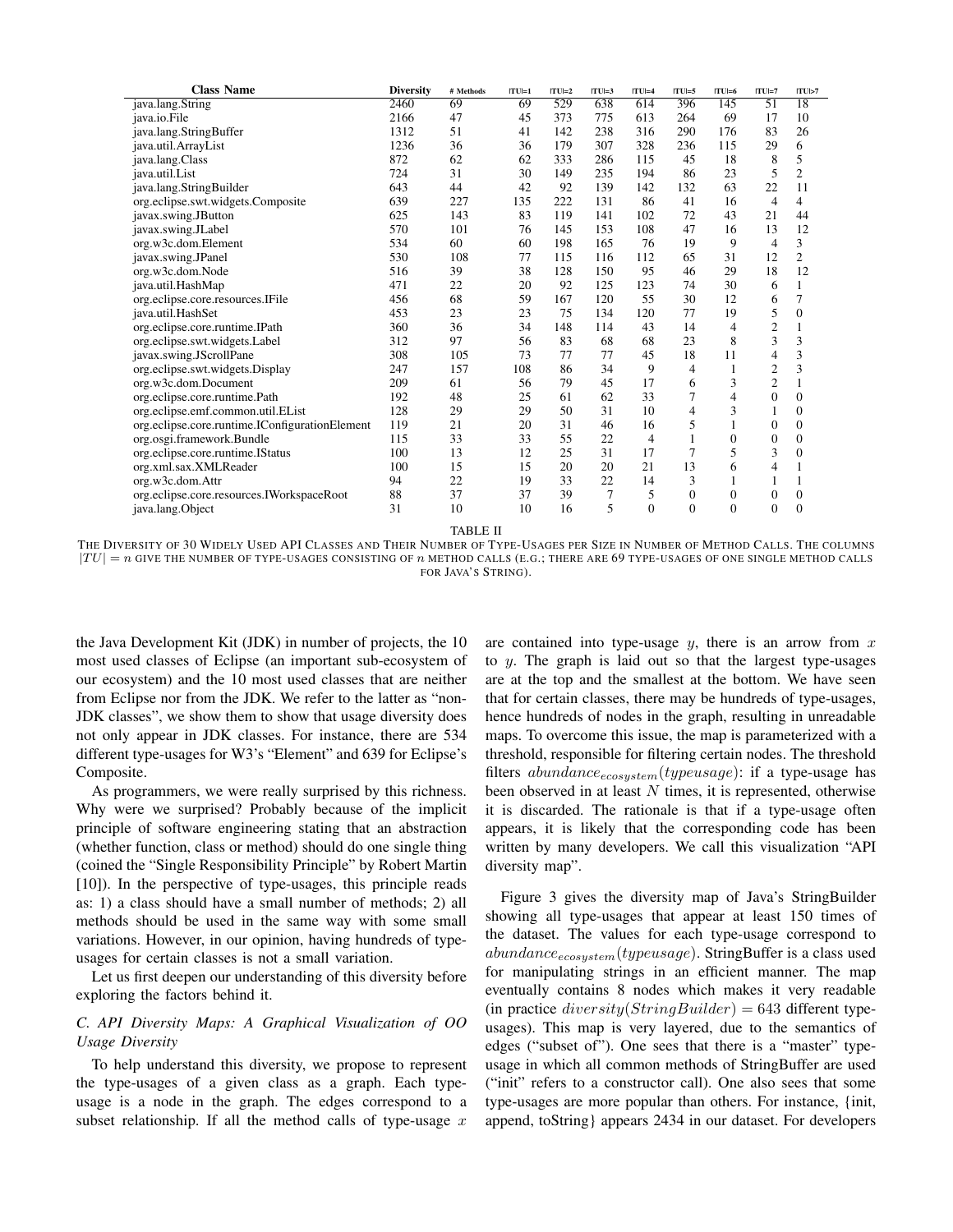| Class Name | Diversity | # Methods | \|TU\|=1 | \|TU\|=2 | \|TU\|=3 | \|TU\|=4 | \|TU\|=5 | \|TU\|=6 | \|TU\|=7 | \|TU\|>7 |
|---|---|---|---|---|---|---|---|---|---|---|
| java.lang.String | 2460 | 69 | 69 | 529 | 638 | 614 | 396 | 145 | 51 | 18 |
| java.io.File | 2166 | 47 | 45 | 373 | 775 | 613 | 264 | 69 | 17 | 10 |
| java.lang.StringBuffer | 1312 | 51 | 41 | 142 | 238 | 316 | 290 | 176 | 83 | 26 |
| java.util.ArrayList | 1236 | 36 | 36 | 179 | 307 | 328 | 236 | 115 | 29 | 6 |
| java.lang.Class | 872 | 62 | 62 | 333 | 286 | 115 | 45 | 18 | 8 | 5 |
| java.util.List | 724 | 31 | 30 | 149 | 235 | 194 | 86 | 23 | 5 | 2 |
| java.lang.StringBuilder | 643 | 44 | 42 | 92 | 139 | 142 | 132 | 63 | 22 | 11 |
| org.eclipse.swt.widgets.Composite | 639 | 227 | 135 | 222 | 131 | 86 | 41 | 16 | 4 | 4 |
| javax.swing.JButton | 625 | 143 | 83 | 119 | 141 | 102 | 72 | 43 | 21 | 44 |
| javax.swing.JLabel | 570 | 101 | 76 | 145 | 153 | 108 | 47 | 16 | 13 | 12 |
| org.w3c.dom.Element | 534 | 60 | 60 | 198 | 165 | 76 | 19 | 9 | 4 | 3 |
| javax.swing.JPanel | 530 | 108 | 77 | 115 | 116 | 112 | 65 | 31 | 12 | 2 |
| org.w3c.dom.Node | 516 | 39 | 38 | 128 | 150 | 95 | 46 | 29 | 18 | 12 |
| java.util.HashMap | 471 | 22 | 20 | 92 | 125 | 123 | 74 | 30 | 6 | 1 |
| org.eclipse.core.resources.IFile | 456 | 68 | 59 | 167 | 120 | 55 | 30 | 12 | 6 | 7 |
| java.util.HashSet | 453 | 23 | 23 | 75 | 134 | 120 | 77 | 19 | 5 | 0 |
| org.eclipse.core.runtime.IPath | 360 | 36 | 34 | 148 | 114 | 43 | 14 | 4 | 2 | 1 |
| org.eclipse.swt.widgets.Label | 312 | 97 | 56 | 83 | 68 | 68 | 23 | 8 | 3 | 3 |
| javax.swing.JScrollPane | 308 | 105 | 73 | 77 | 77 | 45 | 18 | 11 | 4 | 3 |
| org.eclipse.swt.widgets.Display | 247 | 157 | 108 | 86 | 34 | 9 | 4 | 1 | 2 | 3 |
| org.w3c.dom.Document | 209 | 61 | 56 | 79 | 45 | 17 | 6 | 3 | 2 | 1 |
| org.eclipse.core.runtime.Path | 192 | 48 | 25 | 61 | 62 | 33 | 7 | 4 | 0 | 0 |
| org.eclipse.emf.common.util.EList | 128 | 29 | 29 | 50 | 31 | 10 | 4 | 3 | 1 | 0 |
| org.eclipse.core.runtime.IConfigurationElement | 119 | 21 | 20 | 31 | 46 | 16 | 5 | 1 | 0 | 0 |
| org.osgi.framework.Bundle | 115 | 33 | 33 | 55 | 22 | 4 | 1 | 0 | 0 | 0 |
| org.eclipse.core.runtime.IStatus | 100 | 13 | 12 | 25 | 31 | 17 | 7 | 5 | 3 | 0 |
| org.xml.sax.XMLReader | 100 | 15 | 15 | 20 | 20 | 21 | 13 | 6 | 4 | 1 |
| org.w3c.dom.Attr | 94 | 22 | 19 | 33 | 22 | 14 | 3 | 1 | 1 | 1 |
| org.eclipse.core.resources.IWorkspaceRoot | 88 | 37 | 37 | 39 | 7 | 5 | 0 | 0 | 0 | 0 |
| java.lang.Object | 31 | 10 | 10 | 16 | 5 | 0 | 0 | 0 | 0 | 0 |

TABLE II

THE DIVERSITY OF 30 WIDELY USED API CLASSES AND THEIR NUMBER OF TYPE-USAGES PER SIZE IN NUMBER OF METHOD CALLS. THE COLUMNS $|TU| = n$ GIVE THE NUMBER OF TYPE-USAGES CONSISTING OF $n$ METHOD CALLS (E.G.; THERE ARE 69 TYPE-USAGES OF ONE SINGLE METHOD CALLS FOR JAVA'S STRING).

the Java Development Kit (JDK) in number of projects, the 10 most used classes of Eclipse (an important sub-ecosystem of our ecosystem) and the 10 most used classes that are neither from Eclipse nor from the JDK. We refer to the latter as "non-JDK classes", we show them to show that usage diversity does not only appear in JDK classes. For instance, there are 534 different type-usages for W3's "Element" and 639 for Eclipse's Composite.

As programmers, we were really surprised by this richness. Why were we surprised? Probably because of the implicit principle of software engineering stating that an abstraction (whether function, class or method) should do one single thing (coined the "Single Responsibility Principle" by Robert Martin [10]). In the perspective of type-usages, this principle reads as: 1) a class should have a small number of methods; 2) all methods should be used in the same way with some small variations. However, in our opinion, having hundreds of type-usages for certain classes is not a small variation.

Let us first deepen our understanding of this diversity before exploring the factors behind it.

### C. API Diversity Maps: A Graphical Visualization of OO Usage Diversity

To help understand this diversity, we propose to represent the type-usages of a given class as a graph. Each type-usage is a node in the graph. The edges correspond to a subset relationship. If all the method calls of type-usage $x$ are contained into type-usage $y$, there is an arrow from $x$ to $y$. The graph is laid out so that the largest type-usages are at the top and the smallest at the bottom. We have seen that for certain classes, there may be hundreds of type-usages, hence hundreds of nodes in the graph, resulting in unreadable maps. To overcome this issue, the map is parameterized with a threshold, responsible for filtering certain nodes. The threshold filters $abundance_{ecosystem}(typeusage)$: if a type-usage has been observed in at least $N$ times, it is represented, otherwise it is discarded. The rationale is that if a type-usage often appears, it is likely that the corresponding code has been written by many developers. We call this visualization "API diversity map".

Figure 3 gives the diversity map of Java's StringBuilder showing all type-usages that appear at least 150 times of the dataset. The values for each type-usage correspond to $abundance_{ecosystem}(typeusage)$. StringBuffer is a class used for manipulating strings in an efficient manner. The map eventually contains 8 nodes which makes it very readable (in practice $diversity(StringBuilder) = 643$ different type-usages). This map is very layered, due to the semantics of edges ("subset of"). One sees that there is a "master" type-usage in which all common methods of StringBuffer are used ("init" refers to a constructor call). One also sees that some type-usages are more popular than others. For instance, {init, append, toString} appears 2434 in our dataset. For developers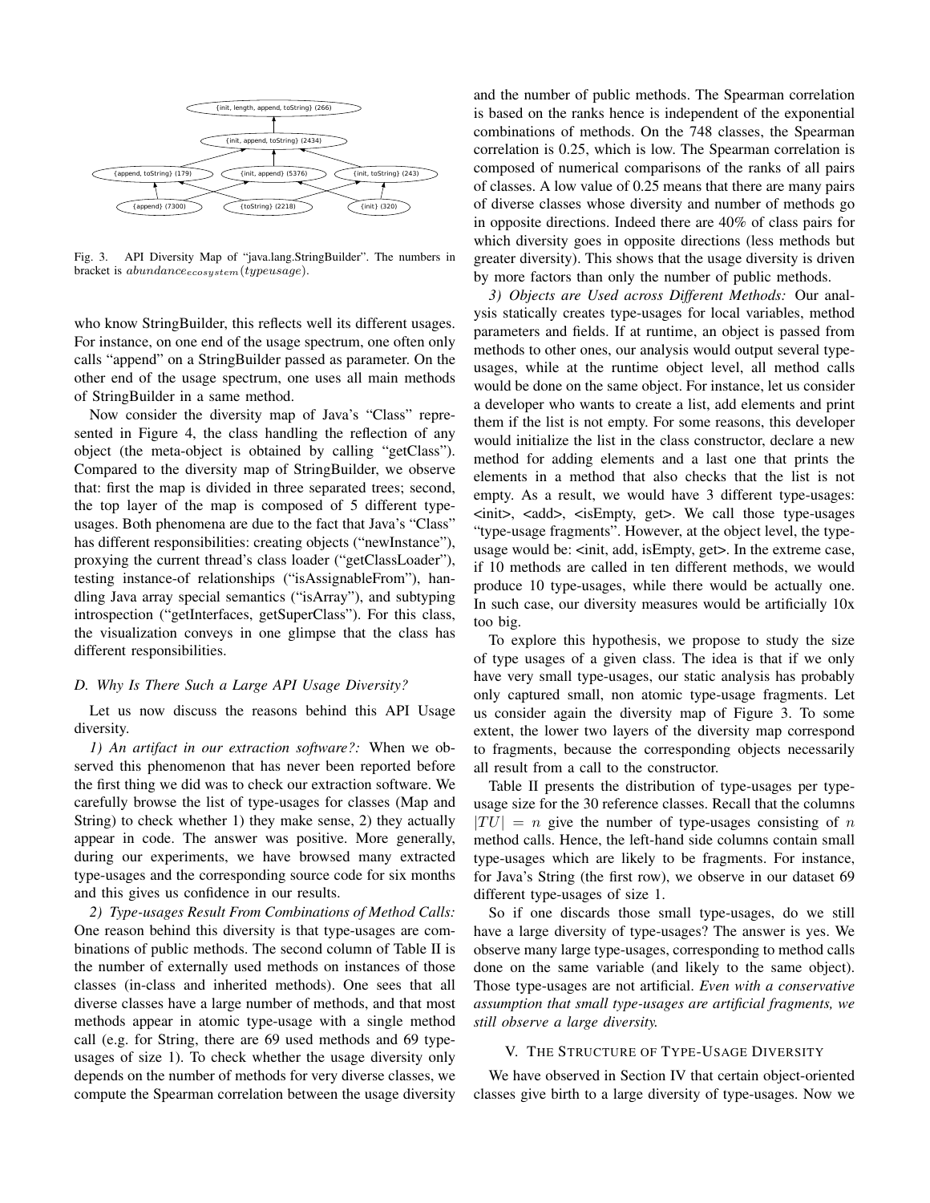Fig. 3. API Diversity Map of "java.lang.StringBuilder". The numbers in bracket is $abundance_{ecosystem}(typeusage)$.

who know StringBuilder, this reflects well its different usages. For instance, on one end of the usage spectrum, one often only calls "append" on a StringBuilder passed as parameter. On the other end of the usage spectrum, one uses all main methods of StringBuilder in a same method.

Now consider the diversity map of Java's "Class" represented in Figure 4, the class handling the reflection of any object (the meta-object is obtained by calling "getClass"). Compared to the diversity map of StringBuilder, we observe that: first the map is divided in three separated trees; second, the top layer of the map is composed of 5 different type-usages. Both phenomena are due to the fact that Java's "Class" has different responsibilities: creating objects ("newInstance"), proxying the current thread's class loader ("getClassLoader"), testing instance-of relationships ("isAssignableFrom"), handling Java array special semantics ("isArray"), and subtyping introspection ("getInterfaces, getSuperClass"). For this class, the visualization conveys in one glimpse that the class has different responsibilities.

### D. Why Is There Such a Large API Usage Diversity?

Let us now discuss the reasons behind this API Usage diversity.

*1) An artifact in our extraction software?:* When we observed this phenomenon that has never been reported before the first thing we did was to check our extraction software. We carefully browse the list of type-usages for classes (Map and String) to check whether 1) they make sense, 2) they actually appear in code. The answer was positive. More generally, during our experiments, we have browsed many extracted type-usages and the corresponding source code for six months and this gives us confidence in our results.

*2) Type-usages Result From Combinations of Method Calls:* One reason behind this diversity is that type-usages are combinations of public methods. The second column of Table II is the number of externally used methods on instances of those classes (in-class and inherited methods). One sees that all diverse classes have a large number of methods, and that most methods appear in atomic type-usage with a single method call (e.g. for String, there are 69 used methods and 69 type-usages of size 1). To check whether the usage diversity only depends on the number of methods for very diverse classes, we compute the Spearman correlation between the usage diversity and the number of public methods. The Spearman correlation is based on the ranks hence is independent of the exponential combinations of methods. On the 748 classes, the Spearman correlation is 0.25, which is low. The Spearman correlation is composed of numerical comparisons of the ranks of all pairs of classes. A low value of 0.25 means that there are many pairs of diverse classes whose diversity and number of methods go in opposite directions. Indeed there are 40% of class pairs for which diversity goes in opposite directions (less methods but greater diversity). This shows that the usage diversity is driven by more factors than only the number of public methods.

*3) Objects are Used across Different Methods:* Our analysis statically creates type-usages for local variables, method parameters and fields. If at runtime, an object is passed from methods to other ones, our analysis would output several type-usages, while at the runtime object level, all method calls would be done on the same object. For instance, let us consider a developer who wants to create a list, add elements and print them if the list is not empty. For some reasons, this developer would initialize the list in the class constructor, declare a new method for adding elements and a last one that prints the elements in a method that also checks that the list is not empty. As a result, we would have 3 different type-usages: <init>, <add>, <isEmpty, get>. We call those type-usages "type-usage fragments". However, at the object level, the type-usage would be: <init, add, isEmpty, get>. In the extreme case, if 10 methods are called in ten different methods, we would produce 10 type-usages, while there would be actually one. In such case, our diversity measures would be artificially 10x too big.

To explore this hypothesis, we propose to study the size of type usages of a given class. The idea is that if we only have very small type-usages, our static analysis has probably only captured small, non atomic type-usage fragments. Let us consider again the diversity map of Figure 3. To some extent, the lower two layers of the diversity map correspond to fragments, because the corresponding objects necessarily all result from a call to the constructor.

Table II presents the distribution of type-usages per type-usage size for the 30 reference classes. Recall that the columns $|TU| = n$ give the number of type-usages consisting of $n$ method calls. Hence, the left-hand side columns contain small type-usages which are likely to be fragments. For instance, for Java's String (the first row), we observe in our dataset 69 different type-usages of size 1.

So if one discards those small type-usages, do we still have a large diversity of type-usages? The answer is yes. We observe many large type-usages, corresponding to method calls done on the same variable (and likely to the same object). Those type-usages are not artificial. *Even with a conservative assumption that small type-usages are artificial fragments, we still observe a large diversity.*

## V. The Structure of Type-Usage Diversity

We have observed in Section IV that certain object-oriented classes give birth to a large diversity of type-usages. Now we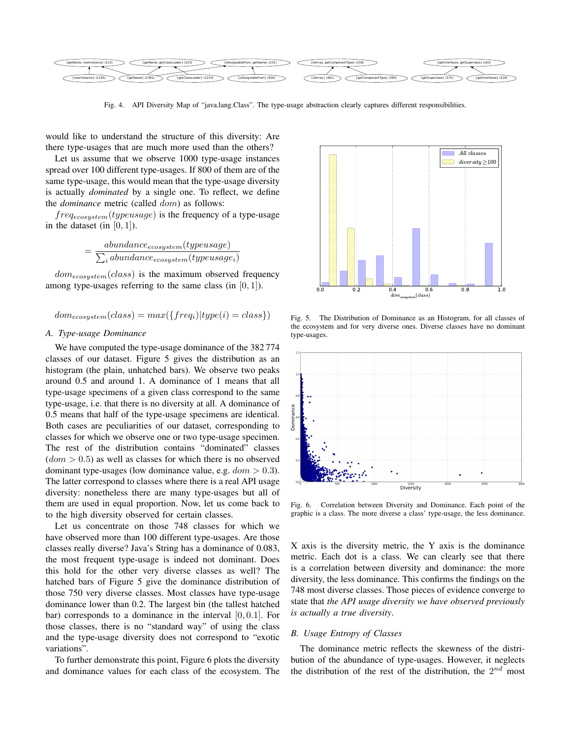Fig. 4. API Diversity Map of "java.lang.Class". The type-usage abstraction clearly captures different responsibilities.

would like to understand the structure of this diversity: Are there type-usages that are much more used than the others?

Let us assume that we observe 1000 type-usage instances spread over 100 different type-usages. If 800 of them are of the same type-usage, this would mean that the type-usage diversity is actually *dominated* by a single one. To reflect, we define the *dominance* metric (called $dom$) as follows:

$freq_{ecosystem}(typeusage)$ is the frequency of a type-usage in the dataset (in $[0, 1]$).

$$= \frac{abundance_{ecosystem}(typeusage)}{\sum_i abundance_{ecosystem}(typeusage_i)}$$

$dom_{ecosystem}(class)$ is the maximum observed frequency among type-usages referring to the same class (in $[0, 1]$).

$$dom_{ecosystem}(class) = max(\{freq_i\}|type(i) = class\})$$

### A. Type-usage Dominance

We have computed the type-usage dominance of the 382 774 classes of our dataset. Figure 5 gives the distribution as an histogram (the plain, unhatched bars). We observe two peaks around 0.5 and around 1. A dominance of 1 means that all type-usage specimens of a given class correspond to the same type-usage, i.e. that there is no diversity at all. A dominance of 0.5 means that half of the type-usage specimens are identical. Both cases are peculiarities of our dataset, corresponding to classes for which we observe one or two type-usage specimen. The rest of the distribution contains "dominated" classes ($dom > 0.5$) as well as classes for which there is no observed dominant type-usages (low dominance value, e.g. $dom > 0.3$). The latter correspond to classes where there is a real API usage diversity: nonetheless there are many type-usages but all of them are used in equal proportion. Now, let us come back to to the high diversity observed for certain classes.

Let us concentrate on those 748 classes for which we have observed more than 100 different type-usages. Are those classes really diverse? Java's String has a dominance of 0.083, the most frequent type-usage is indeed not dominant. Does this hold for the other very diverse classes as well? The hatched bars of Figure 5 give the dominance distribution of those 750 very diverse classes. Most classes have type-usage dominance lower than 0.2. The largest bin (the tallest hatched bar) corresponds to a dominance in the interval $[0, 0.1]$. For those classes, there is no "standard way" of using the class and the type-usage diversity does not correspond to "exotic variations".

To further demonstrate this point, Figure 6 plots the diversity and dominance values for each class of the ecosystem. The

Fig. 5. The Distribution of Dominance as an Histogram, for all classes of the ecosystem and for very diverse ones. Diverse classes have no dominant type-usages.

Fig. 6. Correlation between Diversity and Dominance. Each point of the graphic is a class. The more diverse a class' type-usage, the less dominance.

X axis is the diversity metric, the Y axis is the dominance metric. Each dot is a class. We can clearly see that there is a correlation between diversity and dominance: the more diversity, the less dominance. This confirms the findings on the 748 most diverse classes. Those pieces of evidence converge to state that *the API usage diversity we have observed previously is actually a true diversity*.

### B. Usage Entropy of Classes

The dominance metric reflects the skewness of the distribution of the abundance of type-usages. However, it neglects the distribution of the rest of the distribution, the $2^{nd}$ most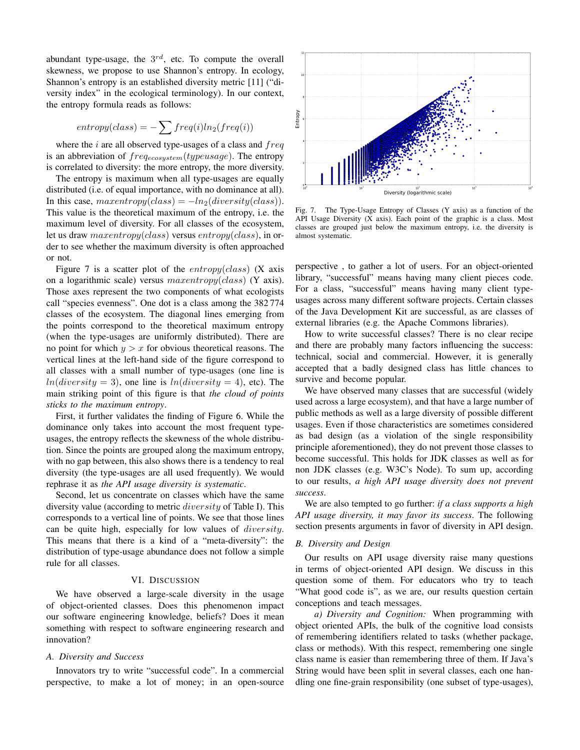abundant type-usage, the $3^{rd}$, etc. To compute the overall skewness, we propose to use Shannon's entropy. In ecology, Shannon's entropy is an established diversity metric [11] ("diversity index" in the ecological terminology). In our context, the entropy formula reads as follows:

$$entropy(class) = -\sum freq(i) ln_2(freq(i))$$

where the $i$ are all observed type-usages of a class and $freq$ is an abbreviation of $freq_{ecosystem}(typeusage)$. The entropy is correlated to diversity: the more entropy, the more diversity.

The entropy is maximum when all type-usages are equally distributed (i.e. of equal importance, with no dominance at all). In this case, $maxentropy(class) = -ln_2(diversity(class))$. This value is the theoretical maximum of the entropy, i.e. the maximum level of diversity. For all classes of the ecosystem, let us draw $maxentropy(class)$ versus $entropy(class)$, in order to see whether the maximum diversity is often approached or not.

Figure 7 is a scatter plot of the $entropy(class)$ (X axis on a logarithmic scale) versus $maxentropy(class)$ (Y axis). Those axes represent the two components of what ecologists call "species evenness". One dot is a class among the 382 774 classes of the ecosystem. The diagonal lines emerging from the points correspond to the theoretical maximum entropy (when the type-usages are uniformly distributed). There are no point for which $y > x$ for obvious theoretical reasons. The vertical lines at the left-hand side of the figure correspond to all classes with a small number of type-usages (one line is $ln(diversity = 3)$, one line is $ln(diversity = 4)$, etc). The main striking point of this figure is that *the cloud of points sticks to the maximum entropy*.

First, it further validates the finding of Figure 6. While the dominance only takes into account the most frequent type-usages, the entropy reflects the skewness of the whole distribution. Since the points are grouped along the maximum entropy, with no gap between, this also shows there is a tendency to real diversity (the type-usages are all used frequently). We would rephrase it as *the API usage diversity is systematic*.

Second, let us concentrate on classes which have the same diversity value (according to metric $diversity$ of Table I). This corresponds to a vertical line of points. We see that those lines can be quite high, especially for low values of $diversity$. This means that there is a kind of a "meta-diversity": the distribution of type-usage abundance does not follow a simple rule for all classes.

Fig. 7. The Type-Usage Entropy of Classes (Y axis) as a function of the API Usage Diversity (X axis). Each point of the graphic is a class. Most classes are grouped just below the maximum entropy, i.e. the diversity is almost systematic.

## VI. Discussion

We have observed a large-scale diversity in the usage of object-oriented classes. Does this phenomenon impact our software engineering knowledge, beliefs? Does it mean something with respect to software engineering research and innovation?

### A. Diversity and Success

Innovators try to write "successful code". In a commercial perspective, to make a lot of money; in an open-source perspective , to gather a lot of users. For an object-oriented library, "successful" means having many client pieces code. For a class, "successful" means having many client type-usages across many different software projects. Certain classes of the Java Development Kit are successful, as are classes of external libraries (e.g. the Apache Commons libraries).

How to write successful classes? There is no clear recipe and there are probably many factors influencing the success: technical, social and commercial. However, it is generally accepted that a badly designed class has little chances to survive and become popular.

We have observed many classes that are successful (widely used across a large ecosystem), and that have a large number of public methods as well as a large diversity of possible different usages. Even if those characteristics are sometimes considered as bad design (as a violation of the single responsibility principle aforementioned), they do not prevent those classes to become successful. This holds for JDK classes as well as for non JDK classes (e.g. W3C's Node). To sum up, according to our results, *a high API usage diversity does not prevent success*.

We are also tempted to go further: *if a class supports a high API usage diversity, it may favor its success*. The following section presents arguments in favor of diversity in API design.

### B. Diversity and Design

Our results on API usage diversity raise many questions in terms of object-oriented API design. We discuss in this question some of them. For educators who try to teach "What good code is", as we are, our results question certain conceptions and teach messages.

*a) Diversity and Cognition:* When programming with object oriented APIs, the bulk of the cognitive load consists of remembering identifiers related to tasks (whether package, class or methods). With this respect, remembering one single class name is easier than remembering three of them. If Java's String would have been split in several classes, each one handling one fine-grain responsibility (one subset of type-usages),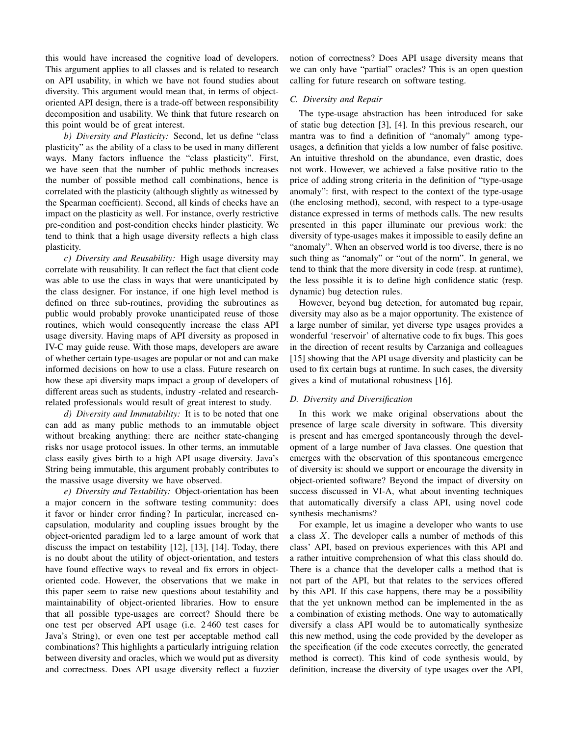this would have increased the cognitive load of developers. This argument applies to all classes and is related to research on API usability, in which we have not found studies about diversity. This argument would mean that, in terms of object-oriented API design, there is a trade-off between responsibility decomposition and usability. We think that future research on this point would be of great interest.

*b) Diversity and Plasticity:* Second, let us define "class plasticity" as the ability of a class to be used in many different ways. Many factors influence the "class plasticity". First, we have seen that the number of public methods increases the number of possible method call combinations, hence is correlated with the plasticity (although slightly as witnessed by the Spearman coefficient). Second, all kinds of checks have an impact on the plasticity as well. For instance, overly restrictive pre-condition and post-condition checks hinder plasticity. We tend to think that a high usage diversity reflects a high class plasticity.

*c) Diversity and Reusability:* High usage diversity may correlate with reusability. It can reflect the fact that client code was able to use the class in ways that were unanticipated by the class designer. For instance, if one high level method is defined on three sub-routines, providing the subroutines as public would probably provoke unanticipated reuse of those routines, which would consequently increase the class API usage diversity. Having maps of API diversity as proposed in IV-C may guide reuse. With those maps, developers are aware of whether certain type-usages are popular or not and can make informed decisions on how to use a class. Future research on how these api diversity maps impact a group of developers of different areas such as students, industry -related and research-related professionals would result of great interest to study.

*d) Diversity and Immutability:* It is to be noted that one can add as many public methods to an immutable object without breaking anything: there are neither state-changing risks nor usage protocol issues. In other terms, an immutable class easily gives birth to a high API usage diversity. Java's String being immutable, this argument probably contributes to the massive usage diversity we have observed.

*e) Diversity and Testability:* Object-orientation has been a major concern in the software testing community: does it favor or hinder error finding? In particular, increased encapsulation, modularity and coupling issues brought by the object-oriented paradigm led to a large amount of work that discuss the impact on testability [12], [13], [14]. Today, there is no doubt about the utility of object-orientation, and testers have found effective ways to reveal and fix errors in object-oriented code. However, the observations that we make in this paper seem to raise new questions about testability and maintainability of object-oriented libraries. How to ensure that all possible type-usages are correct? Should there be one test per observed API usage (i.e. 2 460 test cases for Java's String), or even one test per acceptable method call combinations? This highlights a particularly intriguing relation between diversity and oracles, which we would put as diversity and correctness. Does API usage diversity reflect a fuzzier notion of correctness? Does API usage diversity means that we can only have "partial" oracles? This is an open question calling for future research on software testing.

### C. Diversity and Repair

The type-usage abstraction has been introduced for sake of static bug detection [3], [4]. In this previous research, our mantra was to find a definition of "anomaly" among type-usages, a definition that yields a low number of false positive. An intuitive threshold on the abundance, even drastic, does not work. However, we achieved a false positive ratio to the price of adding strong criteria in the definition of "type-usage anomaly": first, with respect to the context of the type-usage (the enclosing method), second, with respect to a type-usage distance expressed in terms of methods calls. The new results presented in this paper illuminate our previous work: the diversity of type-usages makes it impossible to easily define an "anomaly". When an observed world is too diverse, there is no such thing as "anomaly" or "out of the norm". In general, we tend to think that the more diversity in code (resp. at runtime), the less possible it is to define high confidence static (resp. dynamic) bug detection rules.

However, beyond bug detection, for automated bug repair, diversity may also as be a major opportunity. The existence of a large number of similar, yet diverse type usages provides a wonderful 'reservoir' of alternative code to fix bugs. This goes in the direction of recent results by Carzaniga and colleagues [15] showing that the API usage diversity and plasticity can be used to fix certain bugs at runtime. In such cases, the diversity gives a kind of mutational robustness [16].

### D. Diversity and Diversification

In this work we make original observations about the presence of large scale diversity in software. This diversity is present and has emerged spontaneously through the development of a large number of Java classes. One question that emerges with the observation of this spontaneous emergence of diversity is: should we support or encourage the diversity in object-oriented software? Beyond the impact of diversity on success discussed in VI-A, what about inventing techniques that automatically diversify a class API, using novel code synthesis mechanisms?

For example, let us imagine a developer who wants to use a class $X$. The developer calls a number of methods of this class' API, based on previous experiences with this API and a rather intuitive comprehension of what this class should do. There is a chance that the developer calls a method that is not part of the API, but that relates to the services offered by this API. If this case happens, there may be a possibility that the yet unknown method can be implemented in the as a combination of existing methods. One way to automatically diversify a class API would be to automatically synthesize this new method, using the code provided by the developer as the specification (if the code executes correctly, the generated method is correct). This kind of code synthesis would, by definition, increase the diversity of type usages over the API,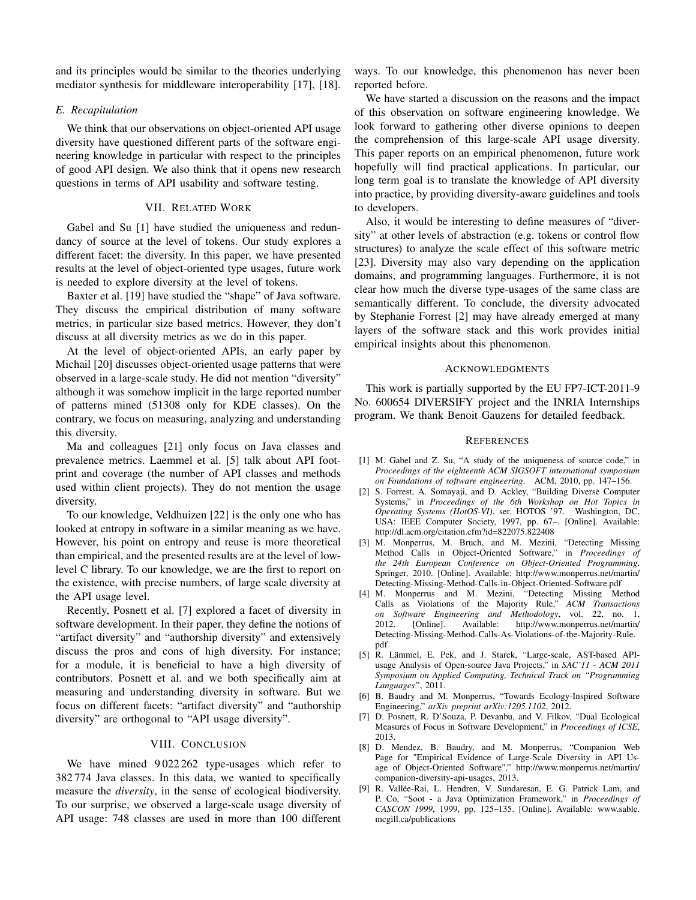and its principles would be similar to the theories underlying mediator synthesis for middleware interoperability [17], [18].

### *E. Recapitulation*

We think that our observations on object-oriented API usage diversity have questioned different parts of the software engineering knowledge in particular with respect to the principles of good API design. We also think that it opens new research questions in terms of API usability and software testing.

## VII. Related Work

Gabel and Su [1] have studied the uniqueness and redundancy of source at the level of tokens. Our study explores a different facet: the diversity. In this paper, we have presented results at the level of object-oriented type usages, future work is needed to explore diversity at the level of tokens.

Baxter et al. [19] have studied the "shape" of Java software. They discuss the empirical distribution of many software metrics, in particular size based metrics. However, they don't discuss at all diversity metrics as we do in this paper.

At the level of object-oriented APIs, an early paper by Michail [20] discusses object-oriented usage patterns that were observed in a large-scale study. He did not mention "diversity" although it was somehow implicit in the large reported number of patterns mined (51308 only for KDE classes). On the contrary, we focus on measuring, analyzing and understanding this diversity.

Ma and colleagues [21] only focus on Java classes and prevalence metrics. Laemmel et al. [5] talk about API footprint and coverage (the number of API classes and methods used within client projects). They do not mention the usage diversity.

To our knowledge, Veldhuizen [22] is the only one who has looked at entropy in software in a similar meaning as we have. However, his point on entropy and reuse is more theoretical than empirical, and the presented results are at the level of low-level C library. To our knowledge, we are the first to report on the existence, with precise numbers, of large scale diversity at the API usage level.

Recently, Posnett et al. [7] explored a facet of diversity in software development. In their paper, they define the notions of "artifact diversity" and "authorship diversity" and extensively discuss the pros and cons of high diversity. For instance; for a module, it is beneficial to have a high diversity of contributors. Posnett et al. and we both specifically aim at measuring and understanding diversity in software. But we focus on different facets: "artifact diversity" and "authorship diversity" are orthogonal to "API usage diversity".

## VIII. Conclusion

We have mined 9 022 262 type-usages which refer to 382 774 Java classes. In this data, we wanted to specifically measure the *diversity*, in the sense of ecological biodiversity. To our surprise, we observed a large-scale usage diversity of API usage: 748 classes are used in more than 100 different ways. To our knowledge, this phenomenon has never been reported before.

We have started a discussion on the reasons and the impact of this observation on software engineering knowledge. We look forward to gathering other diverse opinions to deepen the comprehension of this large-scale API usage diversity. This paper reports on an empirical phenomenon, future work hopefully will find practical applications. In particular, our long term goal is to translate the knowledge of API diversity into practice, by providing diversity-aware guidelines and tools to developers.

Also, it would be interesting to define measures of "diversity" at other levels of abstraction (e.g. tokens or control flow structures) to analyze the scale effect of this software metric [23]. Diversity may also vary depending on the application domains, and programming languages. Furthermore, it is not clear how much the diverse type-usages of the same class are semantically different. To conclude, the diversity advocated by Stephanie Forrest [2] may have already emerged at many layers of the software stack and this work provides initial empirical insights about this phenomenon.

## Acknowledgments

This work is partially supported by the EU FP7-ICT-2011-9 No. 600654 DIVERSIFY project and the INRIA Internships program. We thank Benoit Gauzens for detailed feedback.

## References

[1] M. Gabel and Z. Su, "A study of the uniqueness of source code," in *Proceedings of the eighteenth ACM SIGSOFT international symposium on Foundations of software engineering*. ACM, 2010, pp. 147–156.

[2] S. Forrest, A. Somayaji, and D. Ackley, "Building Diverse Computer Systems," in *Proceedings of the 6th Workshop on Hot Topics in Operating Systems (HotOS-VI)*, ser. HOTOS '97. Washington, DC, USA: IEEE Computer Society, 1997, pp. 67–. [Online]. Available: http://dl.acm.org/citation.cfm?id=822075.822408

[3] M. Monperrus, M. Bruch, and M. Mezini, "Detecting Missing Method Calls in Object-Oriented Software," in *Proceedings of the 24th European Conference on Object-Oriented Programming*. Springer, 2010. [Online]. Available: http://www.monperrus.net/martin/Detecting-Missing-Method-Calls-in-Object-Oriented-Software.pdf

[4] M. Monperrus and M. Mezini, "Detecting Missing Method Calls as Violations of the Majority Rule," *ACM Transactions on Software Engineering and Methodology*, vol. 22, no. 1, 2012. [Online]. Available: http://www.monperrus.net/martin/Detecting-Missing-Method-Calls-As-Violations-of-the-Majority-Rule.pdf

[5] R. Lämmel, E. Pek, and J. Starek, "Large-scale, AST-based API-usage Analysis of Open-source Java Projects," in *SAC'11 - ACM 2011 Symposium on Applied Computing, Technical Track on "Programming Languages"*, 2011.

[6] B. Baudry and M. Monperrus, "Towards Ecology-Inspired Software Engineering," *arXiv preprint arXiv:1205.1102*, 2012.

[7] D. Posnett, R. D'Souza, P. Devanbu, and V. Filkov, "Dual Ecological Measures of Focus in Software Development," in *Proceedings of ICSE*, 2013.

[8] D. Mendez, B. Baudry, and M. Monperrus, "Companion Web Page for "Empirical Evidence of Large-Scale Diversity in API Usage of Object-Oriented Software"," http://www.monperrus.net/martin/companion-diversity-api-usages, 2013.

[9] R. Vallée-Rai, L. Hendren, V. Sundaresan, E. G. Patrick Lam, and P. Co, "Soot - a Java Optimization Framework," in *Proceedings of CASCON 1999*, 1999, pp. 125–135. [Online]. Available: www.sable.mcgill.ca/publications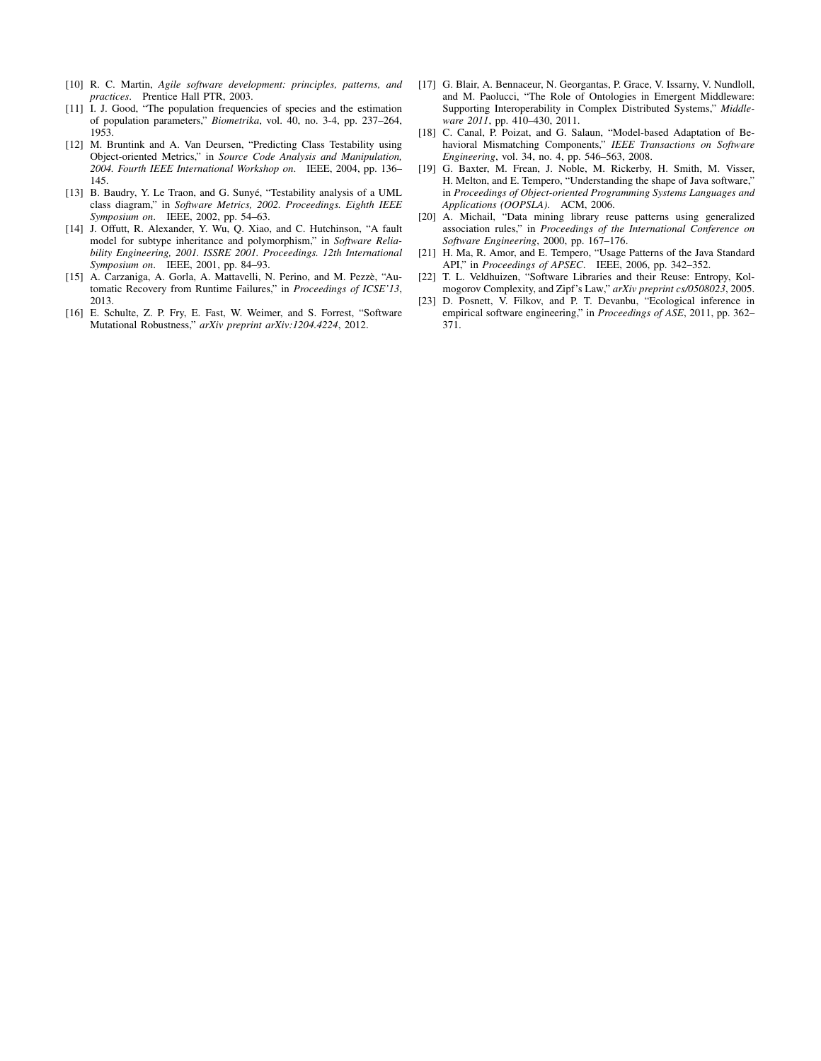[10] R. C. Martin, *Agile software development: principles, patterns, and practices*. Prentice Hall PTR, 2003.

[11] I. J. Good, "The population frequencies of species and the estimation of population parameters," *Biometrika*, vol. 40, no. 3-4, pp. 237–264, 1953.

[12] M. Bruntink and A. Van Deursen, "Predicting Class Testability using Object-oriented Metrics," in *Source Code Analysis and Manipulation, 2004. Fourth IEEE International Workshop on*. IEEE, 2004, pp. 136–145.

[13] B. Baudry, Y. Le Traon, and G. Sunyé, "Testability analysis of a UML class diagram," in *Software Metrics, 2002. Proceedings. Eighth IEEE Symposium on*. IEEE, 2002, pp. 54–63.

[14] J. Offutt, R. Alexander, Y. Wu, Q. Xiao, and C. Hutchinson, "A fault model for subtype inheritance and polymorphism," in *Software Reliability Engineering, 2001. ISSRE 2001. Proceedings. 12th International Symposium on*. IEEE, 2001, pp. 84–93.

[15] A. Carzaniga, A. Gorla, A. Mattavelli, N. Perino, and M. Pezzè, "Automatic Recovery from Runtime Failures," in *Proceedings of ICSE'13*, 2013.

[16] E. Schulte, Z. P. Fry, E. Fast, W. Weimer, and S. Forrest, "Software Mutational Robustness," *arXiv preprint arXiv:1204.4224*, 2012.

[17] G. Blair, A. Bennaceur, N. Georgantas, P. Grace, V. Issarny, V. Nundloll, and M. Paolucci, "The Role of Ontologies in Emergent Middleware: Supporting Interoperability in Complex Distributed Systems," *Middleware 2011*, pp. 410–430, 2011.

[18] C. Canal, P. Poizat, and G. Salaun, "Model-based Adaptation of Behavioral Mismatching Components," *IEEE Transactions on Software Engineering*, vol. 34, no. 4, pp. 546–563, 2008.

[19] G. Baxter, M. Frean, J. Noble, M. Rickerby, H. Smith, M. Visser, H. Melton, and E. Tempero, "Understanding the shape of Java software," in *Proceedings of Object-oriented Programming Systems Languages and Applications (OOPSLA)*. ACM, 2006.

[20] A. Michail, "Data mining library reuse patterns using generalized association rules," in *Proceedings of the International Conference on Software Engineering*, 2000, pp. 167–176.

[21] H. Ma, R. Amor, and E. Tempero, "Usage Patterns of the Java Standard API," in *Proceedings of APSEC*. IEEE, 2006, pp. 342–352.

[22] T. L. Veldhuizen, "Software Libraries and their Reuse: Entropy, Kolmogorov Complexity, and Zipf's Law," *arXiv preprint cs/0508023*, 2005.

[23] D. Posnett, V. Filkov, and P. T. Devanbu, "Ecological inference in empirical software engineering," in *Proceedings of ASE*, 2011, pp. 362–371.